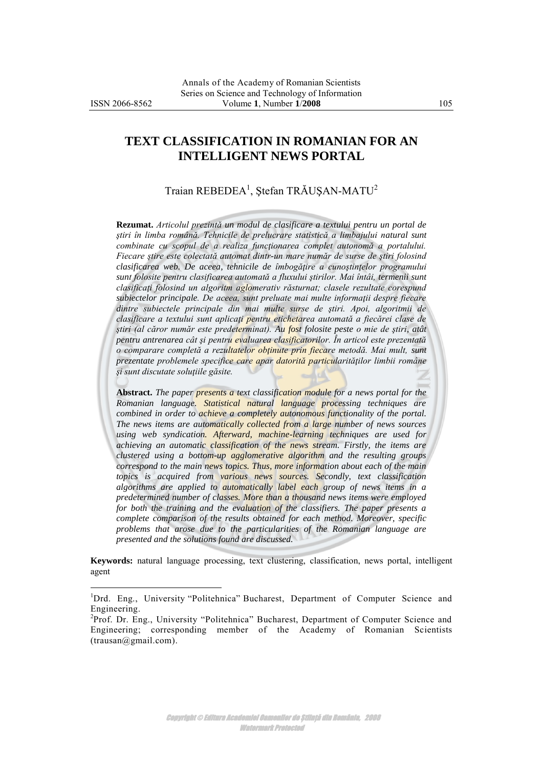# TEXT CLASSIFICATION IN ROMANIAN FOR AN INTELLIGENT NEWS PORTAL

Traian REBEDEA[1], Ştefan TRĂUŞAN-MATU[2]

**Rezumat.** *Articolul prezintă un modul de clasificare a textului pentru un portal de ştiri în limba română. Tehnicile de prelucrare statistică a limbajului natural sunt combinate cu scopul de a realiza funcţionarea complet autonomă a portalului. Fiecare ştire este colectată automat dintr-un mare număr de surse de ştiri folosind clasificarea web. De aceea, tehnicile de îmbogăţire a cunoştinţelor programului sunt folosite pentru clasificarea automată a fluxului ştirilor. Mai întâi, termenii sunt clasificaţi folosind un algoritm aglomerativ răsturnat; clasele rezultate corespund subiectelor principale. De aceea, sunt preluate mai multe informaţii despre fiecare dintre subiectele principale din mai multe surse de ştiri. Apoi, algoritmii de clasificare a textului sunt aplicaţi pentru etichetarea automată a fiecărei clase de ştiri (al căror număr este predeterminat). Au fost folosite peste o mie de ştiri, atât pentru antrenarea cât şi pentru evaluarea clasificatorilor. În articol este prezentată o comparare completă a rezultatelor obţinute prin fiecare metodă. Mai mult, sunt prezentate problemele specifice care apar datorită particularităţilor limbii române şi sunt discutate soluţiile găsite.*

**Abstract.** *The paper presents a text classification module for a news portal for the Romanian language. Statistical natural language processing techniques are combined in order to achieve a completely autonomous functionality of the portal. The news items are automatically collected from a large number of news sources using web syndication. Afterward, machine-learning techniques are used for achieving an automatic classification of the news stream. Firstly, the items are clustered using a bottom-up agglomerative algorithm and the resulting groups correspond to the main news topics. Thus, more information about each of the main topics is acquired from various news sources. Secondly, text classification algorithms are applied to automatically label each group of news items in a predetermined number of classes. More than a thousand news items were employed for both the training and the evaluation of the classifiers. The paper presents a complete comparison of the results obtained for each method. Moreover, specific problems that arose due to the particularities of the Romanian language are presented and the solutions found are discussed.*

**Keywords:** natural language processing, text clustering, classification, news portal, intelligent agent

---

[1]Drd. Eng., University "Politehnica" Bucharest, Department of Computer Science and Engineering.

[2]Prof. Dr. Eng., University "Politehnica" Bucharest, Department of Computer Science and Engineering; corresponding member of the Academy of Romanian Scientists (trausan@gmail.com).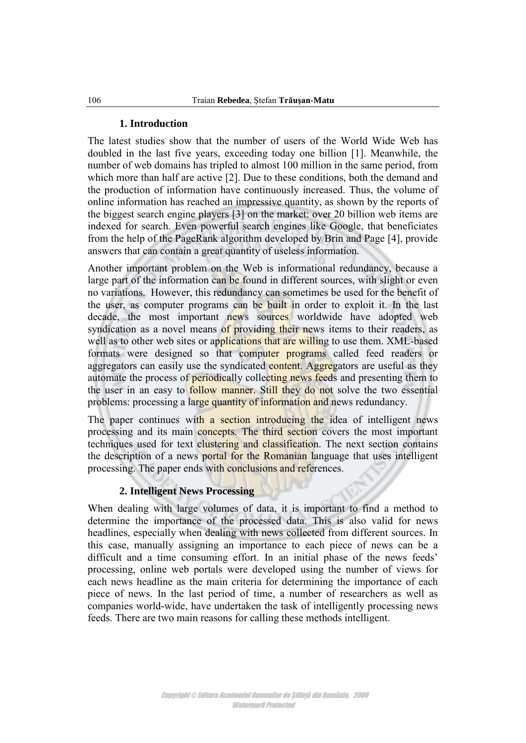## 1. Introduction

The latest studies show that the number of users of the World Wide Web has doubled in the last five years, exceeding today one billion [1]. Meanwhile, the number of web domains has tripled to almost 100 million in the same period, from which more than half are active [2]. Due to these conditions, both the demand and the production of information have continuously increased. Thus, the volume of online information has reached an impressive quantity, as shown by the reports of the biggest search engine players [3] on the market: over 20 billion web items are indexed for search. Even powerful search engines like Google, that beneficiates from the help of the PageRank algorithm developed by Brin and Page [4], provide answers that can contain a great quantity of useless information.

Another important problem on the Web is informational redundancy, because a large part of the information can be found in different sources, with slight or even no variations. However, this redundancy can sometimes be used for the benefit of the user, as computer programs can be built in order to exploit it. In the last decade, the most important news sources worldwide have adopted web syndication as a novel means of providing their news items to their readers, as well as to other web sites or applications that are willing to use them. XML-based formats were designed so that computer programs called feed readers or aggregators can easily use the syndicated content. Aggregators are useful as they automate the process of periodically collecting news feeds and presenting them to the user in an easy to follow manner. Still they do not solve the two essential problems: processing a large quantity of information and news redundancy.

The paper continues with a section introducing the idea of intelligent news processing and its main concepts. The third section covers the most important techniques used for text clustering and classification. The next section contains the description of a news portal for the Romanian language that uses intelligent processing. The paper ends with conclusions and references.

## 2. Intelligent News Processing

When dealing with large volumes of data, it is important to find a method to determine the importance of the processed data. This is also valid for news headlines, especially when dealing with news collected from different sources. In this case, manually assigning an importance to each piece of news can be a difficult and a time consuming effort. In an initial phase of the news feeds' processing, online web portals were developed using the number of views for each news headline as the main criteria for determining the importance of each piece of news. In the last period of time, a number of researchers as well as companies world-wide, have undertaken the task of intelligently processing news feeds. There are two main reasons for calling these methods intelligent.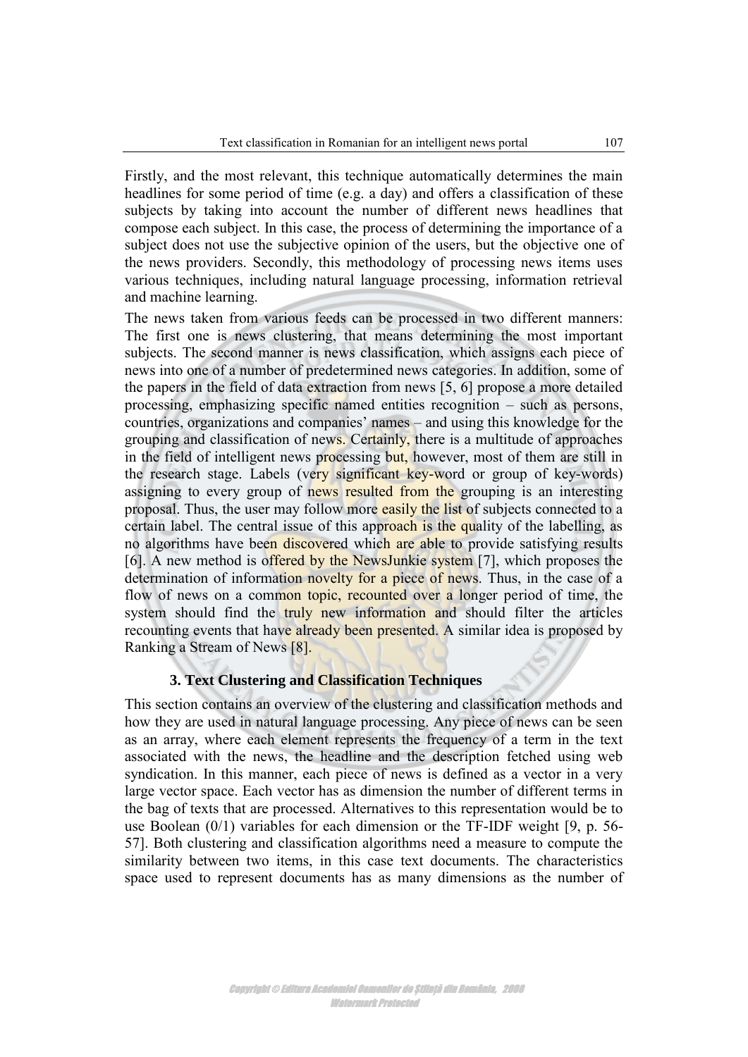Firstly, and the most relevant, this technique automatically determines the main headlines for some period of time (e.g. a day) and offers a classification of these subjects by taking into account the number of different news headlines that compose each subject. In this case, the process of determining the importance of a subject does not use the subjective opinion of the users, but the objective one of the news providers. Secondly, this methodology of processing news items uses various techniques, including natural language processing, information retrieval and machine learning.

The news taken from various feeds can be processed in two different manners: The first one is news clustering, that means determining the most important subjects. The second manner is news classification, which assigns each piece of news into one of a number of predetermined news categories. In addition, some of the papers in the field of data extraction from news [5, 6] propose a more detailed processing, emphasizing specific named entities recognition – such as persons, countries, organizations and companies' names – and using this knowledge for the grouping and classification of news. Certainly, there is a multitude of approaches in the field of intelligent news processing but, however, most of them are still in the research stage. Labels (very significant key-word or group of key-words) assigning to every group of news resulted from the grouping is an interesting proposal. Thus, the user may follow more easily the list of subjects connected to a certain label. The central issue of this approach is the quality of the labelling, as no algorithms have been discovered which are able to provide satisfying results [6]. A new method is offered by the NewsJunkie system [7], which proposes the determination of information novelty for a piece of news. Thus, in the case of a flow of news on a common topic, recounted over a longer period of time, the system should find the truly new information and should filter the articles recounting events that have already been presented. A similar idea is proposed by Ranking a Stream of News [8].

## 3. Text Clustering and Classification Techniques

This section contains an overview of the clustering and classification methods and how they are used in natural language processing. Any piece of news can be seen as an array, where each element represents the frequency of a term in the text associated with the news, the headline and the description fetched using web syndication. In this manner, each piece of news is defined as a vector in a very large vector space. Each vector has as dimension the number of different terms in the bag of texts that are processed. Alternatives to this representation would be to use Boolean (0/1) variables for each dimension or the TF-IDF weight [9, p. 56-57]. Both clustering and classification algorithms need a measure to compute the similarity between two items, in this case text documents. The characteristics space used to represent documents has as many dimensions as the number of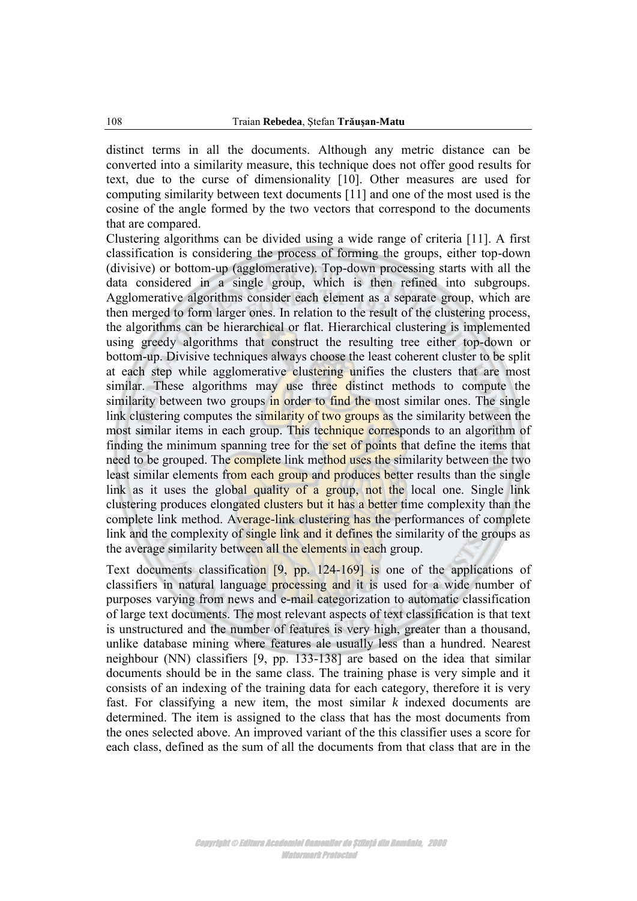distinct terms in all the documents. Although any metric distance can be converted into a similarity measure, this technique does not offer good results for text, due to the curse of dimensionality [10]. Other measures are used for computing similarity between text documents [11] and one of the most used is the cosine of the angle formed by the two vectors that correspond to the documents that are compared.

Clustering algorithms can be divided using a wide range of criteria [11]. A first classification is considering the process of forming the groups, either top-down (divisive) or bottom-up (agglomerative). Top-down processing starts with all the data considered in a single group, which is then refined into subgroups. Agglomerative algorithms consider each element as a separate group, which are then merged to form larger ones. In relation to the result of the clustering process, the algorithms can be hierarchical or flat. Hierarchical clustering is implemented using greedy algorithms that construct the resulting tree either top-down or bottom-up. Divisive techniques always choose the least coherent cluster to be split at each step while agglomerative clustering unifies the clusters that are most similar. These algorithms may use three distinct methods to compute the similarity between two groups in order to find the most similar ones. The single link clustering computes the similarity of two groups as the similarity between the most similar items in each group. This technique corresponds to an algorithm of finding the minimum spanning tree for the set of points that define the items that need to be grouped. The complete link method uses the similarity between the two least similar elements from each group and produces better results than the single link as it uses the global quality of a group, not the local one. Single link clustering produces elongated clusters but it has a better time complexity than the complete link method. Average-link clustering has the performances of complete link and the complexity of single link and it defines the similarity of the groups as the average similarity between all the elements in each group.

Text documents classification [9, pp. 124-169] is one of the applications of classifiers in natural language processing and it is used for a wide number of purposes varying from news and e-mail categorization to automatic classification of large text documents. The most relevant aspects of text classification is that text is unstructured and the number of features is very high, greater than a thousand, unlike database mining where features ale usually less than a hundred. Nearest neighbour (NN) classifiers [9, pp. 133-138] are based on the idea that similar documents should be in the same class. The training phase is very simple and it consists of an indexing of the training data for each category, therefore it is very fast. For classifying a new item, the most similar *k* indexed documents are determined. The item is assigned to the class that has the most documents from the ones selected above. An improved variant of the this classifier uses a score for each class, defined as the sum of all the documents from that class that are in the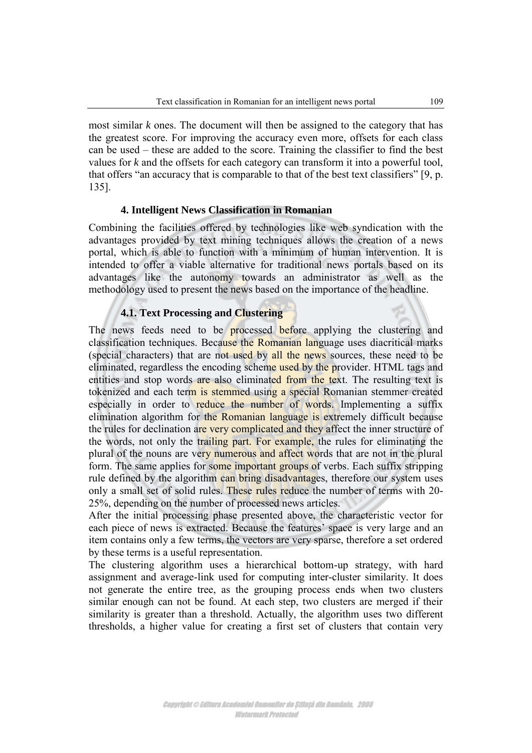most similar *k* ones. The document will then be assigned to the category that has the greatest score. For improving the accuracy even more, offsets for each class can be used – these are added to the score. Training the classifier to find the best values for *k* and the offsets for each category can transform it into a powerful tool, that offers "an accuracy that is comparable to that of the best text classifiers" [9, p. 135].

## 4. Intelligent News Classification in Romanian

Combining the facilities offered by technologies like web syndication with the advantages provided by text mining techniques allows the creation of a news portal, which is able to function with a minimum of human intervention. It is intended to offer a viable alternative for traditional news portals based on its advantages like the autonomy towards an administrator as well as the methodology used to present the news based on the importance of the headline.

### 4.1. Text Processing and Clustering

The news feeds need to be processed before applying the clustering and classification techniques. Because the Romanian language uses diacritical marks (special characters) that are not used by all the news sources, these need to be eliminated, regardless the encoding scheme used by the provider. HTML tags and entities and stop words are also eliminated from the text. The resulting text is tokenized and each term is stemmed using a special Romanian stemmer created especially in order to reduce the number of words. Implementing a suffix elimination algorithm for the Romanian language is extremely difficult because the rules for declination are very complicated and they affect the inner structure of the words, not only the trailing part. For example, the rules for eliminating the plural of the nouns are very numerous and affect words that are not in the plural form. The same applies for some important groups of verbs. Each suffix stripping rule defined by the algorithm can bring disadvantages, therefore our system uses only a small set of solid rules. These rules reduce the number of terms with 20-25%, depending on the number of processed news articles.

After the initial processing phase presented above, the characteristic vector for each piece of news is extracted. Because the features' space is very large and an item contains only a few terms, the vectors are very sparse, therefore a set ordered by these terms is a useful representation.

The clustering algorithm uses a hierarchical bottom-up strategy, with hard assignment and average-link used for computing inter-cluster similarity. It does not generate the entire tree, as the grouping process ends when two clusters similar enough can not be found. At each step, two clusters are merged if their similarity is greater than a threshold. Actually, the algorithm uses two different thresholds, a higher value for creating a first set of clusters that contain very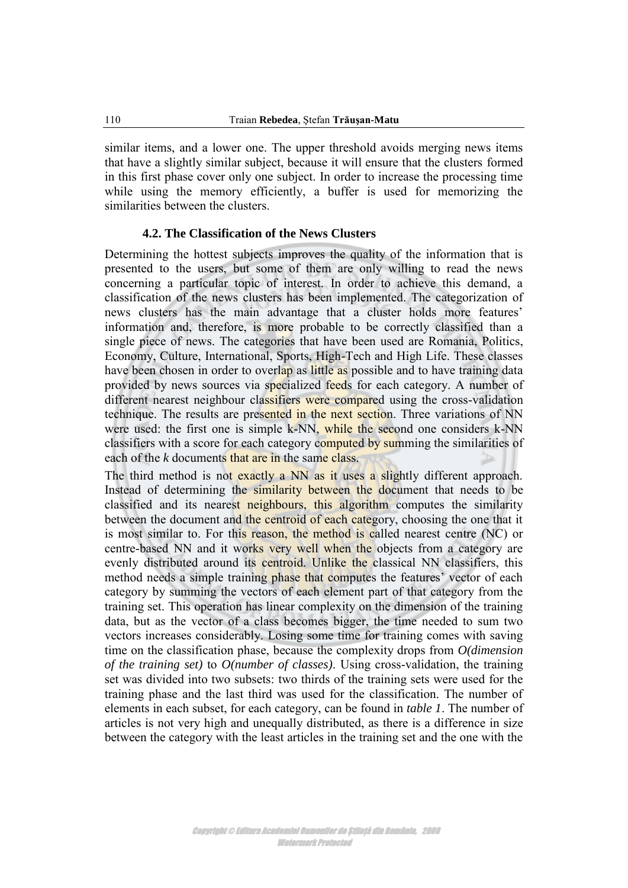similar items, and a lower one. The upper threshold avoids merging news items that have a slightly similar subject, because it will ensure that the clusters formed in this first phase cover only one subject. In order to increase the processing time while using the memory efficiently, a buffer is used for memorizing the similarities between the clusters.

### 4.2. The Classification of the News Clusters

Determining the hottest subjects improves the quality of the information that is presented to the users, but some of them are only willing to read the news concerning a particular topic of interest. In order to achieve this demand, a classification of the news clusters has been implemented. The categorization of news clusters has the main advantage that a cluster holds more features' information and, therefore, is more probable to be correctly classified than a single piece of news. The categories that have been used are Romania, Politics, Economy, Culture, International, Sports, High-Tech and High Life. These classes have been chosen in order to overlap as little as possible and to have training data provided by news sources via specialized feeds for each category. A number of different nearest neighbour classifiers were compared using the cross-validation technique. The results are presented in the next section. Three variations of NN were used: the first one is simple k-NN, while the second one considers k-NN classifiers with a score for each category computed by summing the similarities of each of the *k* documents that are in the same class.

The third method is not exactly a NN as it uses a slightly different approach. Instead of determining the similarity between the document that needs to be classified and its nearest neighbours, this algorithm computes the similarity between the document and the centroid of each category, choosing the one that it is most similar to. For this reason, the method is called nearest centre (NC) or centre-based NN and it works very well when the objects from a category are evenly distributed around its centroid. Unlike the classical NN classifiers, this method needs a simple training phase that computes the features' vector of each category by summing the vectors of each element part of that category from the training set. This operation has linear complexity on the dimension of the training data, but as the vector of a class becomes bigger, the time needed to sum two vectors increases considerably. Losing some time for training comes with saving time on the classification phase, because the complexity drops from *O(dimension of the training set)* to *O(number of classes)*. Using cross-validation, the training set was divided into two subsets: two thirds of the training sets were used for the training phase and the last third was used for the classification. The number of elements in each subset, for each category, can be found in *table 1*. The number of articles is not very high and unequally distributed, as there is a difference in size between the category with the least articles in the training set and the one with the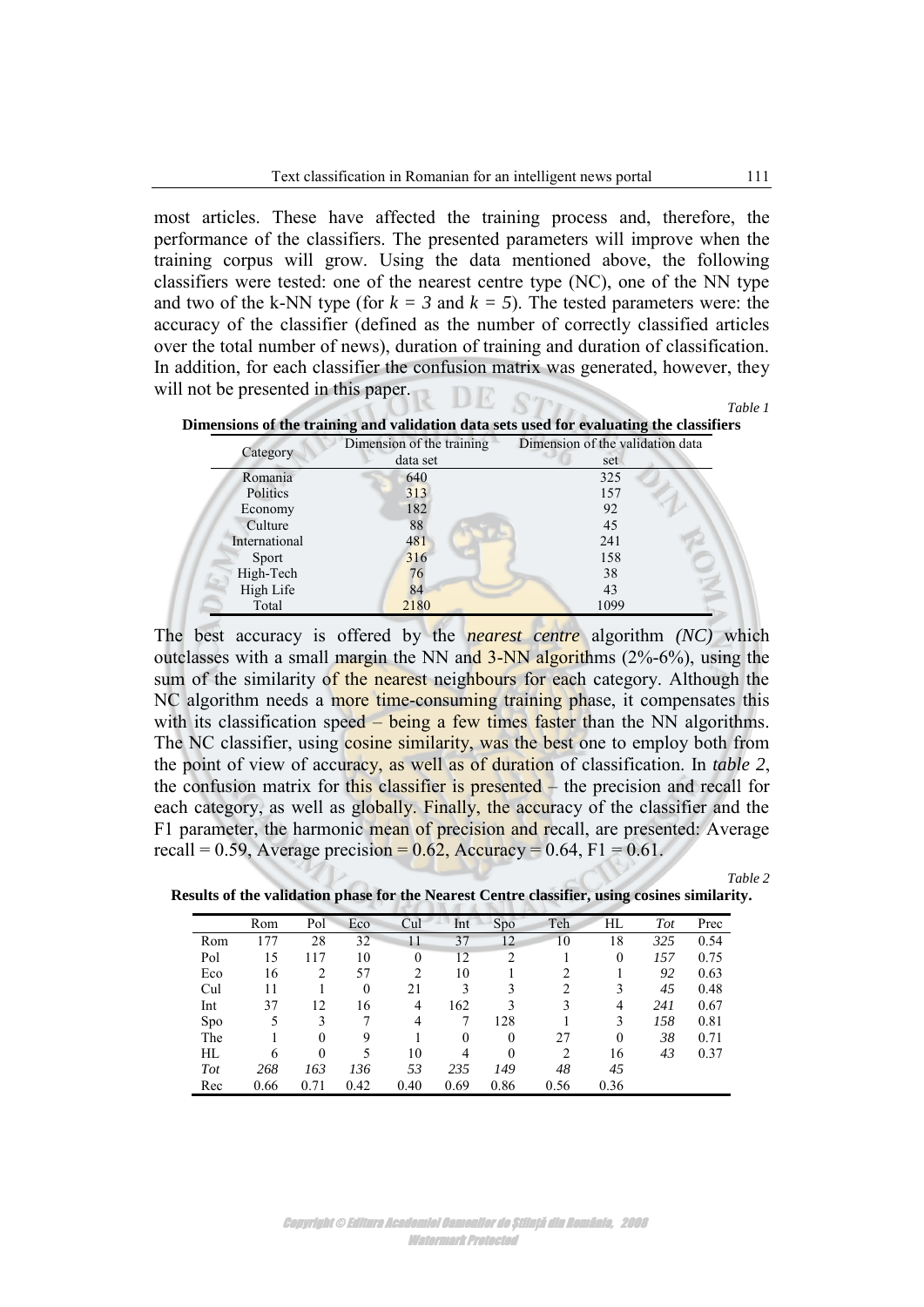most articles. These have affected the training process and, therefore, the performance of the classifiers. The presented parameters will improve when the training corpus will grow. Using the data mentioned above, the following classifiers were tested: one of the nearest centre type (NC), one of the NN type and two of the k-NN type (for $k = 3$ and $k = 5$). The tested parameters were: the accuracy of the classifier (defined as the number of correctly classified articles over the total number of news), duration of training and duration of classification. In addition, for each classifier the confusion matrix was generated, however, they will not be presented in this paper.

*Table 1*

**Dimensions of the training and validation data sets used for evaluating the classifiers**

| Category | Dimension of the training data set | Dimension of the validation data set |
|---|---|---|
| Romania | 640 | 325 |
| Politics | 313 | 157 |
| Economy | 182 | 92 |
| Culture | 88 | 45 |
| International | 481 | 241 |
| Sport | 316 | 158 |
| High-Tech | 76 | 38 |
| High Life | 84 | 43 |
| Total | 2180 | 1099 |

The best accuracy is offered by the *nearest centre* algorithm *(NC)* which outclasses with a small margin the NN and 3-NN algorithms (2%-6%), using the sum of the similarity of the nearest neighbours for each category. Although the NC algorithm needs a more time-consuming training phase, it compensates this with its classification speed – being a few times faster than the NN algorithms. The NC classifier, using cosine similarity, was the best one to employ both from the point of view of accuracy, as well as of duration of classification. In *table 2*, the confusion matrix for this classifier is presented – the precision and recall for each category, as well as globally. Finally, the accuracy of the classifier and the F1 parameter, the harmonic mean of precision and recall, are presented: Average recall = 0.59, Average precision = 0.62, Accuracy = 0.64, F1 = 0.61.

*Table 2*

**Results of the validation phase for the Nearest Centre classifier, using cosines similarity.**

| | Rom | Pol | Eco | Cul | Int | Spo | Teh | HL | *Tot* | Prec |
|---|---|---|---|---|---|---|---|---|---|---|
| Rom | 177 | 28 | 32 | 11 | 37 | 12 | 10 | 18 | *325* | 0.54 |
| Pol | 15 | 117 | 10 | 0 | 12 | 2 | 1 | 0 | *157* | 0.75 |
| Eco | 16 | 2 | 57 | 2 | 10 | 1 | 2 | 1 | *92* | 0.63 |
| Cul | 11 | 1 | 0 | 21 | 3 | 3 | 2 | 3 | *45* | 0.48 |
| Int | 37 | 12 | 16 | 4 | 162 | 3 | 3 | 4 | *241* | 0.67 |
| Spo | 5 | 3 | 7 | 4 | 7 | 128 | 1 | 3 | *158* | 0.81 |
| The | 1 | 0 | 9 | 1 | 0 | 0 | 27 | 0 | *38* | 0.71 |
| HL | 6 | 0 | 5 | 10 | 4 | 0 | 2 | 16 | *43* | 0.37 |
| *Tot* | *268* | *163* | *136* | *53* | *235* | *149* | *48* | *45* | | |
| Rec | 0.66 | 0.71 | 0.42 | 0.40 | 0.69 | 0.86 | 0.56 | 0.36 | | |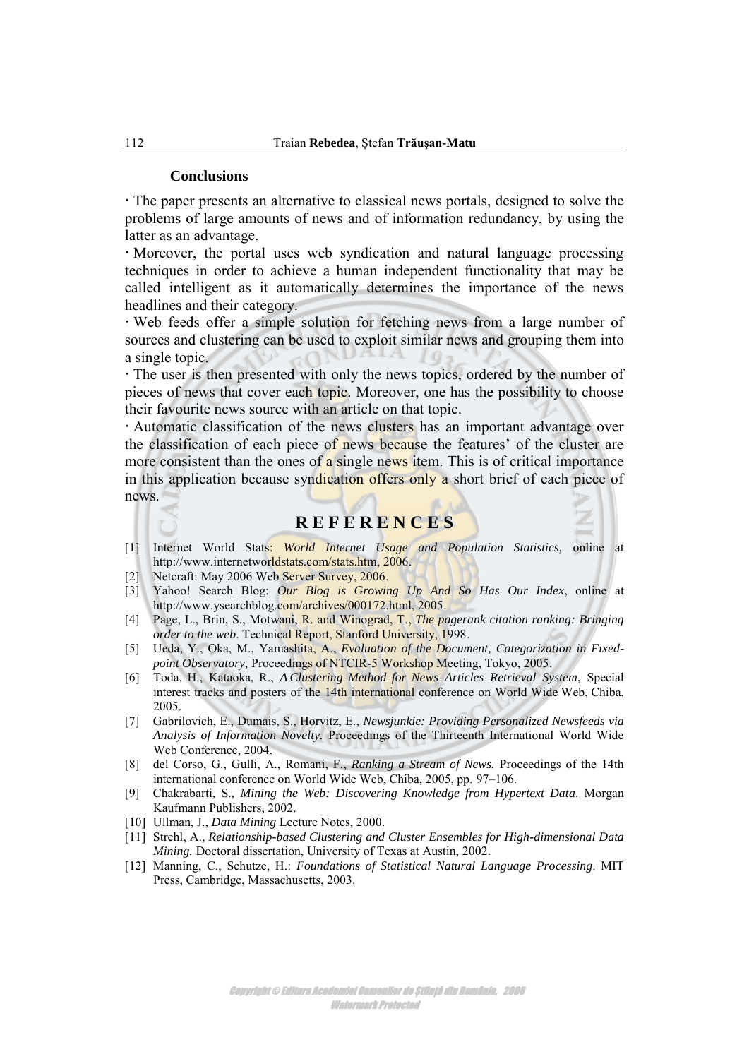## Conclusions

· The paper presents an alternative to classical news portals, designed to solve the problems of large amounts of news and of information redundancy, by using the latter as an advantage.

· Moreover, the portal uses web syndication and natural language processing techniques in order to achieve a human independent functionality that may be called intelligent as it automatically determines the importance of the news headlines and their category.

· Web feeds offer a simple solution for fetching news from a large number of sources and clustering can be used to exploit similar news and grouping them into a single topic.

· The user is then presented with only the news topics, ordered by the number of pieces of news that cover each topic. Moreover, one has the possibility to choose their favourite news source with an article on that topic.

· Automatic classification of the news clusters has an important advantage over the classification of each piece of news because the features' of the cluster are more consistent than the ones of a single news item. This is of critical importance in this application because syndication offers only a short brief of each piece of news.

## REFERENCES

[1] Internet World Stats: *World Internet Usage and Population Statistics,* online at http://www.internetworldstats.com/stats.htm, 2006.

[2] Netcraft: May 2006 Web Server Survey, 2006.

[3] Yahoo! Search Blog: *Our Blog is Growing Up And So Has Our Index*, online at http://www.ysearchblog.com/archives/000172.html, 2005.

[4] Page, L., Brin, S., Motwani, R. and Winograd, T., *The pagerank citation ranking: Bringing order to the web*. Technical Report, Stanford University, 1998.

[5] Ueda, Y., Oka, M., Yamashita, A., *Evaluation of the Document, Categorization in Fixed-point Observatory,* Proceedings of NTCIR-5 Workshop Meeting, Tokyo, 2005.

[6] Toda, H., Kataoka, R., *A Clustering Method for News Articles Retrieval System*, Special interest tracks and posters of the 14th international conference on World Wide Web, Chiba, 2005.

[7] Gabrilovich, E., Dumais, S., Horvitz, E., *Newsjunkie: Providing Personalized Newsfeeds via Analysis of Information Novelty.* Proceedings of the Thirteenth International World Wide Web Conference, 2004.

[8] del Corso, G., Gulli, A., Romani, F., *Ranking a Stream of News.* Proceedings of the 14th international conference on World Wide Web, Chiba, 2005, pp. 97–106.

[9] Chakrabarti, S., *Mining the Web: Discovering Knowledge from Hypertext Data*. Morgan Kaufmann Publishers, 2002.

[10] Ullman, J., *Data Mining* Lecture Notes, 2000.

[11] Strehl, A., *Relationship-based Clustering and Cluster Ensembles for High-dimensional Data Mining.* Doctoral dissertation, University of Texas at Austin, 2002.

[12] Manning, C., Schutze, H.: *Foundations of Statistical Natural Language Processing*. MIT Press, Cambridge, Massachusetts, 2003.